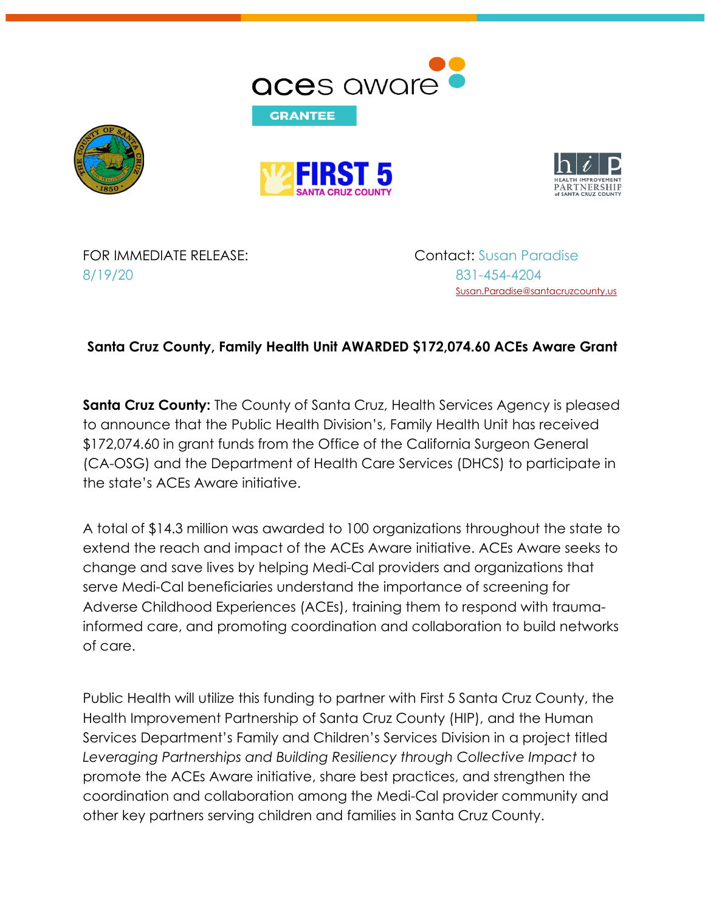aces aware

GRANTEE

FOR IMMEDIATE RELEASE:
8/19/20

Contact: Susan Paradise
831-454-4204
Susan.Paradise@santacruzcounty.us

**Santa Cruz County, Family Health Unit AWARDED $172,074.60 ACEs Aware Grant**

**Santa Cruz County:** The County of Santa Cruz, Health Services Agency is pleased to announce that the Public Health Division's, Family Health Unit has received $172,074.60 in grant funds from the Office of the California Surgeon General (CA-OSG) and the Department of Health Care Services (DHCS) to participate in the state's ACEs Aware initiative.

A total of $14.3 million was awarded to 100 organizations throughout the state to extend the reach and impact of the ACEs Aware initiative. ACEs Aware seeks to change and save lives by helping Medi-Cal providers and organizations that serve Medi-Cal beneficiaries understand the importance of screening for Adverse Childhood Experiences (ACEs), training them to respond with trauma-informed care, and promoting coordination and collaboration to build networks of care.

Public Health will utilize this funding to partner with First 5 Santa Cruz County, the Health Improvement Partnership of Santa Cruz County (HIP), and the Human Services Department's Family and Children's Services Division in a project titled *Leveraging Partnerships and Building Resiliency through Collective Impact* to promote the ACEs Aware initiative, share best practices, and strengthen the coordination and collaboration among the Medi-Cal provider community and other key partners serving children and families in Santa Cruz County.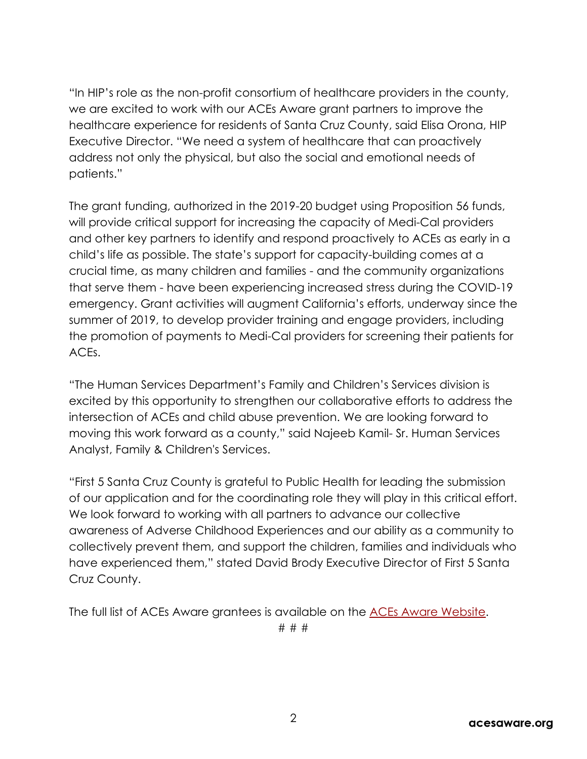"In HIP's role as the non-profit consortium of healthcare providers in the county, we are excited to work with our ACEs Aware grant partners to improve the healthcare experience for residents of Santa Cruz County, said Elisa Orona, HIP Executive Director. "We need a system of healthcare that can proactively address not only the physical, but also the social and emotional needs of patients."

The grant funding, authorized in the 2019-20 budget using Proposition 56 funds, will provide critical support for increasing the capacity of Medi-Cal providers and other key partners to identify and respond proactively to ACEs as early in a child's life as possible. The state's support for capacity-building comes at a crucial time, as many children and families - and the community organizations that serve them - have been experiencing increased stress during the COVID-19 emergency. Grant activities will augment California's efforts, underway since the summer of 2019, to develop provider training and engage providers, including the promotion of payments to Medi-Cal providers for screening their patients for ACEs.

"The Human Services Department's Family and Children's Services division is excited by this opportunity to strengthen our collaborative efforts to address the intersection of ACEs and child abuse prevention. We are looking forward to moving this work forward as a county," said Najeeb Kamil- Sr. Human Services Analyst, Family & Children's Services.

"First 5 Santa Cruz County is grateful to Public Health for leading the submission of our application and for the coordinating role they will play in this critical effort. We look forward to working with all partners to advance our collective awareness of Adverse Childhood Experiences and our ability as a community to collectively prevent them, and support the children, families and individuals who have experienced them," stated David Brody Executive Director of First 5 Santa Cruz County.

The full list of ACEs Aware grantees is available on the ACEs Aware Website.

# # #